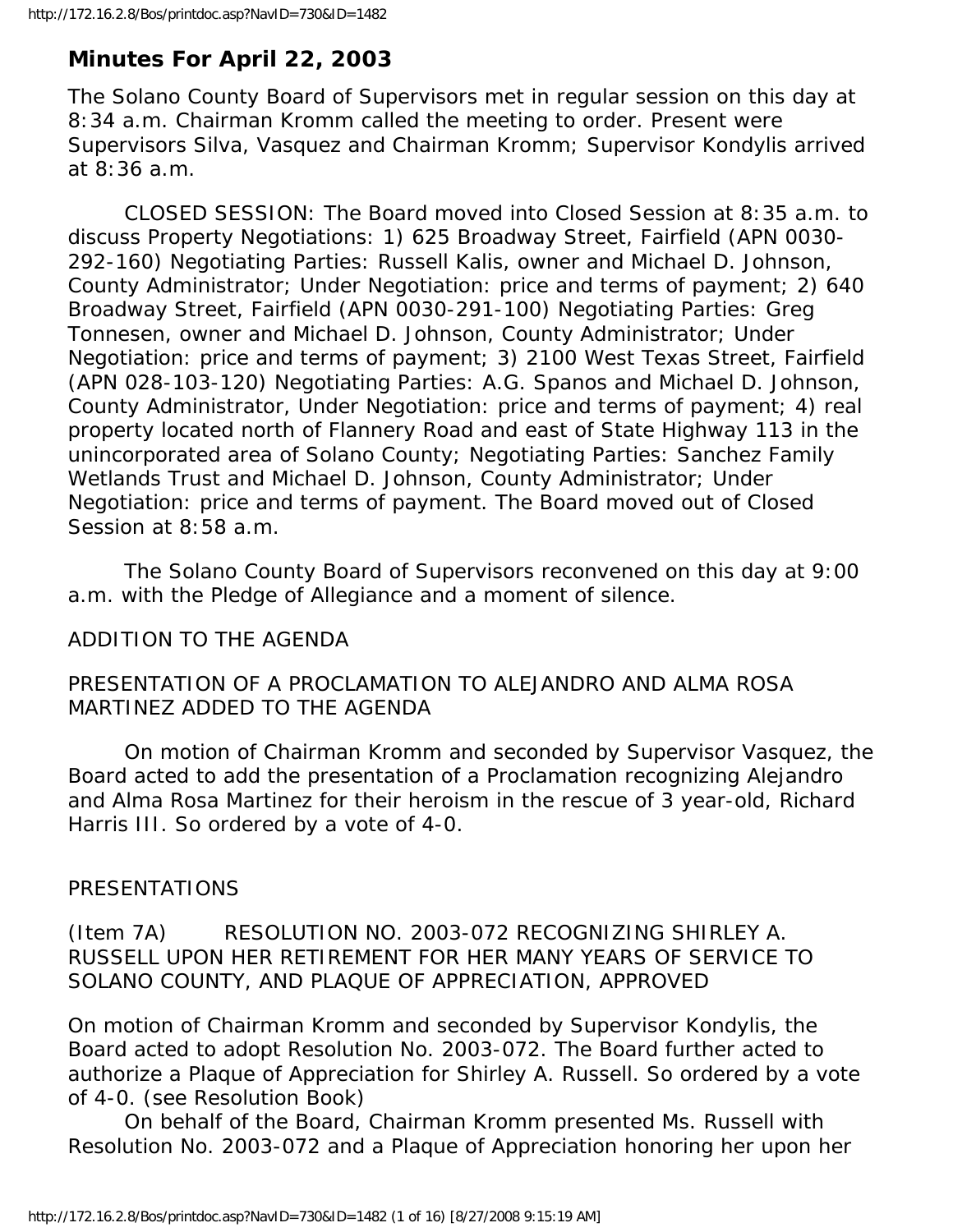# Minutes For April 22, 2003

The Solano County Board of Supervisors met in regular session on this day at 8:34 a.m. Chairman Kromm called the meeting to order. Present were Supervisors Silva, Vasquez and Chairman Kromm; Supervisor Kondylis arrived at 8:36 a.m.

CLOSED SESSION: The Board moved into Closed Session at 8:35 a.m. to discuss Property Negotiations: 1) 625 Broadway Street, Fairfield (APN 0030-292-160) Negotiating Parties: Russell Kalis, owner and Michael D. Johnson, County Administrator; Under Negotiation: price and terms of payment; 2) 640 Broadway Street, Fairfield (APN 0030-291-100) Negotiating Parties: Greg Tonnesen, owner and Michael D. Johnson, County Administrator; Under Negotiation: price and terms of payment; 3) 2100 West Texas Street, Fairfield (APN 028-103-120) Negotiating Parties: A.G. Spanos and Michael D. Johnson, County Administrator, Under Negotiation: price and terms of payment; 4) real property located north of Flannery Road and east of State Highway 113 in the unincorporated area of Solano County; Negotiating Parties: Sanchez Family Wetlands Trust and Michael D. Johnson, County Administrator; Under Negotiation: price and terms of payment. The Board moved out of Closed Session at 8:58 a.m.

The Solano County Board of Supervisors reconvened on this day at 9:00 a.m. with the Pledge of Allegiance and a moment of silence.

ADDITION TO THE AGENDA

PRESENTATION OF A PROCLAMATION TO ALEJANDRO AND ALMA ROSA MARTINEZ ADDED TO THE AGENDA

On motion of Chairman Kromm and seconded by Supervisor Vasquez, the Board acted to add the presentation of a Proclamation recognizing Alejandro and Alma Rosa Martinez for their heroism in the rescue of 3 year-old, Richard Harris III. So ordered by a vote of 4-0.

PRESENTATIONS

(Item 7A) RESOLUTION NO. 2003-072 RECOGNIZING SHIRLEY A. RUSSELL UPON HER RETIREMENT FOR HER MANY YEARS OF SERVICE TO SOLANO COUNTY, AND PLAQUE OF APPRECIATION, APPROVED

On motion of Chairman Kromm and seconded by Supervisor Kondylis, the Board acted to adopt Resolution No. 2003-072. The Board further acted to authorize a Plaque of Appreciation for Shirley A. Russell. So ordered by a vote of 4-0. (see Resolution Book)

On behalf of the Board, Chairman Kromm presented Ms. Russell with Resolution No. 2003-072 and a Plaque of Appreciation honoring her upon her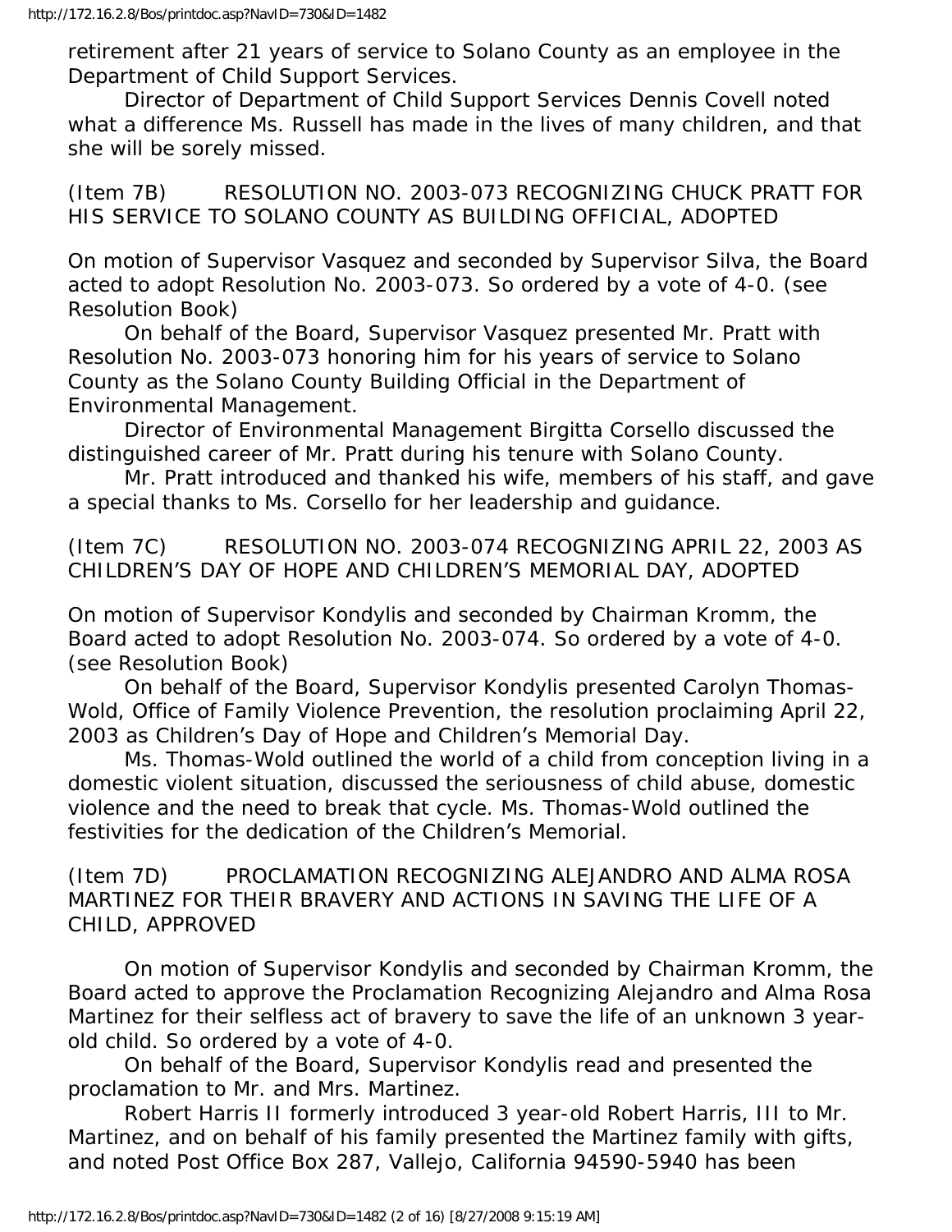retirement after 21 years of service to Solano County as an employee in the Department of Child Support Services.

Director of Department of Child Support Services Dennis Covell noted what a difference Ms. Russell has made in the lives of many children, and that she will be sorely missed.

(Item 7B) RESOLUTION NO. 2003-073 RECOGNIZING CHUCK PRATT FOR HIS SERVICE TO SOLANO COUNTY AS BUILDING OFFICIAL, ADOPTED

On motion of Supervisor Vasquez and seconded by Supervisor Silva, the Board acted to adopt Resolution No. 2003-073. So ordered by a vote of 4-0. (see Resolution Book)

On behalf of the Board, Supervisor Vasquez presented Mr. Pratt with Resolution No. 2003-073 honoring him for his years of service to Solano County as the Solano County Building Official in the Department of Environmental Management.

Director of Environmental Management Birgitta Corsello discussed the distinguished career of Mr. Pratt during his tenure with Solano County.

Mr. Pratt introduced and thanked his wife, members of his staff, and gave a special thanks to Ms. Corsello for her leadership and guidance.

(Item 7C) RESOLUTION NO. 2003-074 RECOGNIZING APRIL 22, 2003 AS CHILDREN'S DAY OF HOPE AND CHILDREN'S MEMORIAL DAY, ADOPTED

On motion of Supervisor Kondylis and seconded by Chairman Kromm, the Board acted to adopt Resolution No. 2003-074. So ordered by a vote of 4-0. (see Resolution Book)

On behalf of the Board, Supervisor Kondylis presented Carolyn Thomas-Wold, Office of Family Violence Prevention, the resolution proclaiming April 22, 2003 as Children's Day of Hope and Children's Memorial Day.

Ms. Thomas-Wold outlined the world of a child from conception living in a domestic violent situation, discussed the seriousness of child abuse, domestic violence and the need to break that cycle. Ms. Thomas-Wold outlined the festivities for the dedication of the Children's Memorial.

(Item 7D) PROCLAMATION RECOGNIZING ALEJANDRO AND ALMA ROSA MARTINEZ FOR THEIR BRAVERY AND ACTIONS IN SAVING THE LIFE OF A CHILD, APPROVED

On motion of Supervisor Kondylis and seconded by Chairman Kromm, the Board acted to approve the Proclamation Recognizing Alejandro and Alma Rosa Martinez for their selfless act of bravery to save the life of an unknown 3 year-old child. So ordered by a vote of 4-0.

On behalf of the Board, Supervisor Kondylis read and presented the proclamation to Mr. and Mrs. Martinez.

Robert Harris II formerly introduced 3 year-old Robert Harris, III to Mr. Martinez, and on behalf of his family presented the Martinez family with gifts, and noted Post Office Box 287, Vallejo, California 94590-5940 has been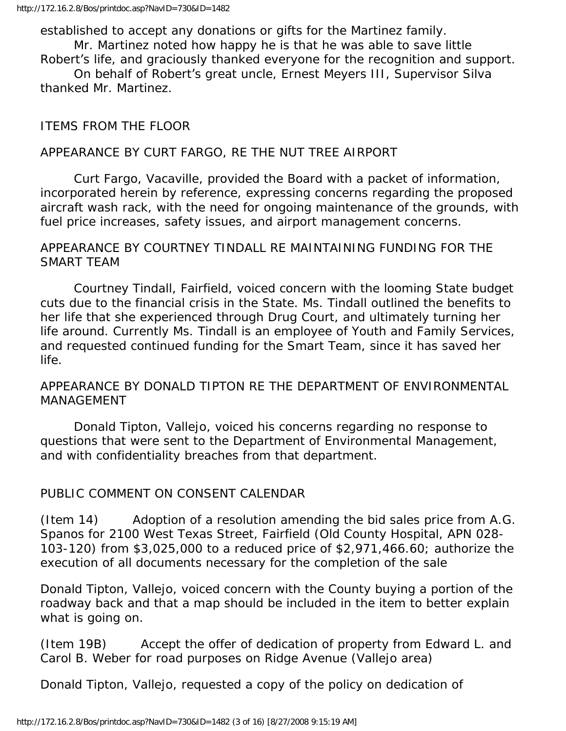established to accept any donations or gifts for the Martinez family.

Mr. Martinez noted how happy he is that he was able to save little Robert's life, and graciously thanked everyone for the recognition and support.

On behalf of Robert's great uncle, Ernest Meyers III, Supervisor Silva thanked Mr. Martinez.

ITEMS FROM THE FLOOR

APPEARANCE BY CURT FARGO, RE THE NUT TREE AIRPORT

Curt Fargo, Vacaville, provided the Board with a packet of information, incorporated herein by reference, expressing concerns regarding the proposed aircraft wash rack, with the need for ongoing maintenance of the grounds, with fuel price increases, safety issues, and airport management concerns.

APPEARANCE BY COURTNEY TINDALL RE MAINTAINING FUNDING FOR THE SMART TEAM

Courtney Tindall, Fairfield, voiced concern with the looming State budget cuts due to the financial crisis in the State. Ms. Tindall outlined the benefits to her life that she experienced through Drug Court, and ultimately turning her life around. Currently Ms. Tindall is an employee of Youth and Family Services, and requested continued funding for the Smart Team, since it has saved her life.

APPEARANCE BY DONALD TIPTON RE THE DEPARTMENT OF ENVIRONMENTAL MANAGEMENT

Donald Tipton, Vallejo, voiced his concerns regarding no response to questions that were sent to the Department of Environmental Management, and with confidentiality breaches from that department.

PUBLIC COMMENT ON CONSENT CALENDAR

(Item 14) Adoption of a resolution amending the bid sales price from A.G. Spanos for 2100 West Texas Street, Fairfield (Old County Hospital, APN 028-103-120) from $3,025,000 to a reduced price of $2,971,466.60; authorize the execution of all documents necessary for the completion of the sale

Donald Tipton, Vallejo, voiced concern with the County buying a portion of the roadway back and that a map should be included in the item to better explain what is going on.

(Item 19B) Accept the offer of dedication of property from Edward L. and Carol B. Weber for road purposes on Ridge Avenue (Vallejo area)

Donald Tipton, Vallejo, requested a copy of the policy on dedication of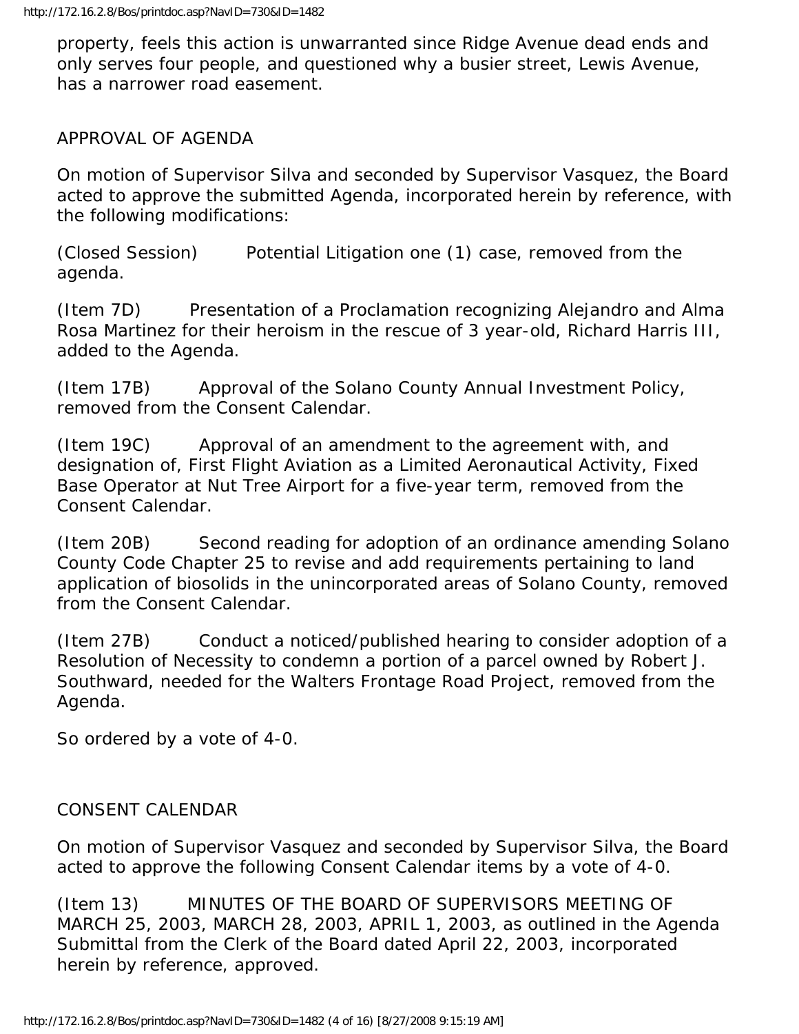property, feels this action is unwarranted since Ridge Avenue dead ends and only serves four people, and questioned why a busier street, Lewis Avenue, has a narrower road easement.

APPROVAL OF AGENDA

On motion of Supervisor Silva and seconded by Supervisor Vasquez, the Board acted to approve the submitted Agenda, incorporated herein by reference, with the following modifications:

(Closed Session) Potential Litigation one (1) case, removed from the agenda.

(Item 7D) Presentation of a Proclamation recognizing Alejandro and Alma Rosa Martinez for their heroism in the rescue of 3 year-old, Richard Harris III, added to the Agenda.

(Item 17B) Approval of the Solano County Annual Investment Policy, removed from the Consent Calendar.

(Item 19C) Approval of an amendment to the agreement with, and designation of, First Flight Aviation as a Limited Aeronautical Activity, Fixed Base Operator at Nut Tree Airport for a five-year term, removed from the Consent Calendar.

(Item 20B) Second reading for adoption of an ordinance amending Solano County Code Chapter 25 to revise and add requirements pertaining to land application of biosolids in the unincorporated areas of Solano County, removed from the Consent Calendar.

(Item 27B) Conduct a noticed/published hearing to consider adoption of a Resolution of Necessity to condemn a portion of a parcel owned by Robert J. Southward, needed for the Walters Frontage Road Project, removed from the Agenda.

So ordered by a vote of 4-0.

CONSENT CALENDAR

On motion of Supervisor Vasquez and seconded by Supervisor Silva, the Board acted to approve the following Consent Calendar items by a vote of 4-0.

(Item 13) MINUTES OF THE BOARD OF SUPERVISORS MEETING OF MARCH 25, 2003, MARCH 28, 2003, APRIL 1, 2003, as outlined in the Agenda Submittal from the Clerk of the Board dated April 22, 2003, incorporated herein by reference, approved.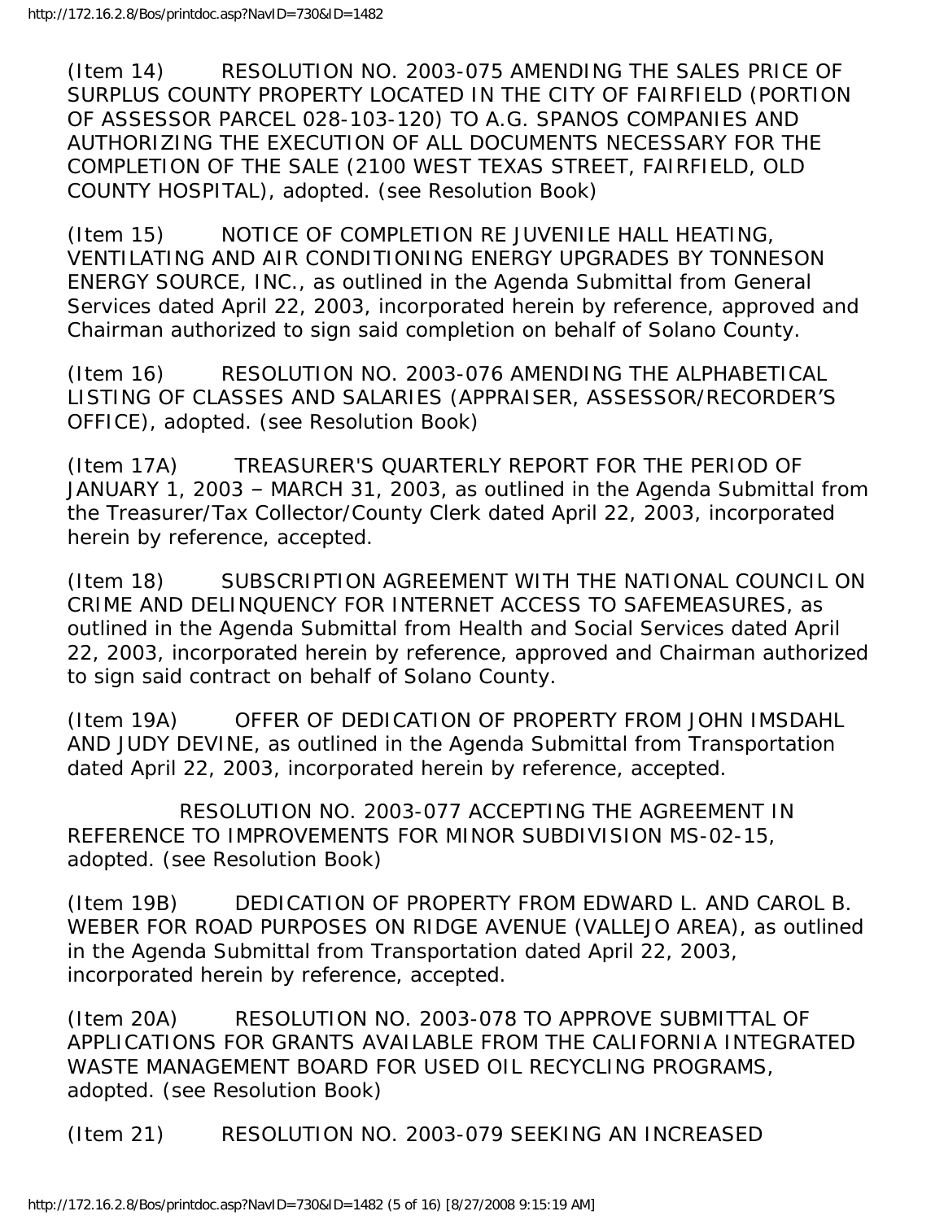(Item 14) RESOLUTION NO. 2003-075 AMENDING THE SALES PRICE OF SURPLUS COUNTY PROPERTY LOCATED IN THE CITY OF FAIRFIELD (PORTION OF ASSESSOR PARCEL 028-103-120) TO A.G. SPANOS COMPANIES AND AUTHORIZING THE EXECUTION OF ALL DOCUMENTS NECESSARY FOR THE COMPLETION OF THE SALE (2100 WEST TEXAS STREET, FAIRFIELD, OLD COUNTY HOSPITAL), adopted. (see Resolution Book)

(Item 15) NOTICE OF COMPLETION RE JUVENILE HALL HEATING, VENTILATING AND AIR CONDITIONING ENERGY UPGRADES BY TONNESON ENERGY SOURCE, INC., as outlined in the Agenda Submittal from General Services dated April 22, 2003, incorporated herein by reference, approved and Chairman authorized to sign said completion on behalf of Solano County.

(Item 16) RESOLUTION NO. 2003-076 AMENDING THE ALPHABETICAL LISTING OF CLASSES AND SALARIES (APPRAISER, ASSESSOR/RECORDER'S OFFICE), adopted. (see Resolution Book)

(Item 17A) TREASURER'S QUARTERLY REPORT FOR THE PERIOD OF JANUARY 1, 2003 – MARCH 31, 2003, as outlined in the Agenda Submittal from the Treasurer/Tax Collector/County Clerk dated April 22, 2003, incorporated herein by reference, accepted.

(Item 18) SUBSCRIPTION AGREEMENT WITH THE NATIONAL COUNCIL ON CRIME AND DELINQUENCY FOR INTERNET ACCESS TO SAFEMEASURES, as outlined in the Agenda Submittal from Health and Social Services dated April 22, 2003, incorporated herein by reference, approved and Chairman authorized to sign said contract on behalf of Solano County.

(Item 19A) OFFER OF DEDICATION OF PROPERTY FROM JOHN IMSDAHL AND JUDY DEVINE, as outlined in the Agenda Submittal from Transportation dated April 22, 2003, incorporated herein by reference, accepted.

RESOLUTION NO. 2003-077 ACCEPTING THE AGREEMENT IN REFERENCE TO IMPROVEMENTS FOR MINOR SUBDIVISION MS-02-15, adopted. (see Resolution Book)

(Item 19B) DEDICATION OF PROPERTY FROM EDWARD L. AND CAROL B. WEBER FOR ROAD PURPOSES ON RIDGE AVENUE (VALLEJO AREA), as outlined in the Agenda Submittal from Transportation dated April 22, 2003, incorporated herein by reference, accepted.

(Item 20A) RESOLUTION NO. 2003-078 TO APPROVE SUBMITTAL OF APPLICATIONS FOR GRANTS AVAILABLE FROM THE CALIFORNIA INTEGRATED WASTE MANAGEMENT BOARD FOR USED OIL RECYCLING PROGRAMS, adopted. (see Resolution Book)

(Item 21) RESOLUTION NO. 2003-079 SEEKING AN INCREASED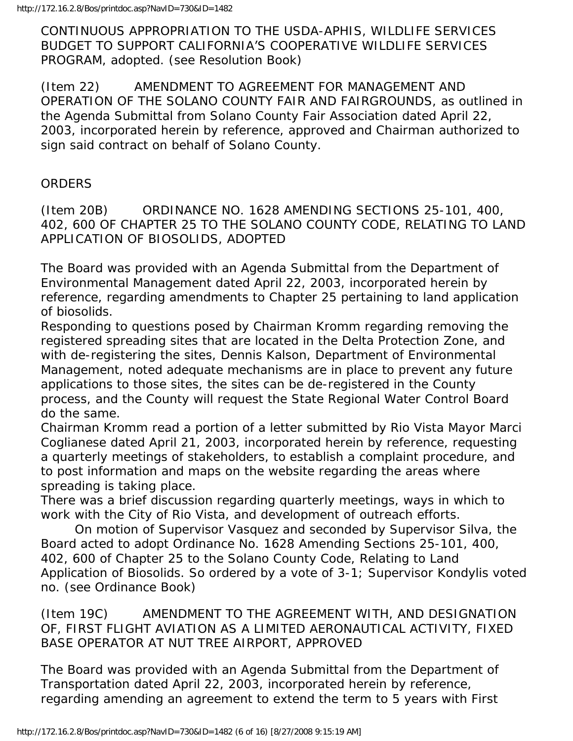CONTINUOUS APPROPRIATION TO THE USDA-APHIS, WILDLIFE SERVICES BUDGET TO SUPPORT CALIFORNIA'S COOPERATIVE WILDLIFE SERVICES PROGRAM, adopted. (see Resolution Book)

(Item 22) AMENDMENT TO AGREEMENT FOR MANAGEMENT AND OPERATION OF THE SOLANO COUNTY FAIR AND FAIRGROUNDS, as outlined in the Agenda Submittal from Solano County Fair Association dated April 22, 2003, incorporated herein by reference, approved and Chairman authorized to sign said contract on behalf of Solano County.

ORDERS

(Item 20B) ORDINANCE NO. 1628 AMENDING SECTIONS 25-101, 400, 402, 600 OF CHAPTER 25 TO THE SOLANO COUNTY CODE, RELATING TO LAND APPLICATION OF BIOSOLIDS, ADOPTED

The Board was provided with an Agenda Submittal from the Department of Environmental Management dated April 22, 2003, incorporated herein by reference, regarding amendments to Chapter 25 pertaining to land application of biosolids.

Responding to questions posed by Chairman Kromm regarding removing the registered spreading sites that are located in the Delta Protection Zone, and with de-registering the sites, Dennis Kalson, Department of Environmental Management, noted adequate mechanisms are in place to prevent any future applications to those sites, the sites can be de-registered in the County process, and the County will request the State Regional Water Control Board do the same.

Chairman Kromm read a portion of a letter submitted by Rio Vista Mayor Marci Coglianese dated April 21, 2003, incorporated herein by reference, requesting a quarterly meetings of stakeholders, to establish a complaint procedure, and to post information and maps on the website regarding the areas where spreading is taking place.

There was a brief discussion regarding quarterly meetings, ways in which to work with the City of Rio Vista, and development of outreach efforts.

On motion of Supervisor Vasquez and seconded by Supervisor Silva, the Board acted to adopt Ordinance No. 1628 Amending Sections 25-101, 400, 402, 600 of Chapter 25 to the Solano County Code, Relating to Land Application of Biosolids. So ordered by a vote of 3-1; Supervisor Kondylis voted no. (see Ordinance Book)

(Item 19C) AMENDMENT TO THE AGREEMENT WITH, AND DESIGNATION OF, FIRST FLIGHT AVIATION AS A LIMITED AERONAUTICAL ACTIVITY, FIXED BASE OPERATOR AT NUT TREE AIRPORT, APPROVED

The Board was provided with an Agenda Submittal from the Department of Transportation dated April 22, 2003, incorporated herein by reference, regarding amending an agreement to extend the term to 5 years with First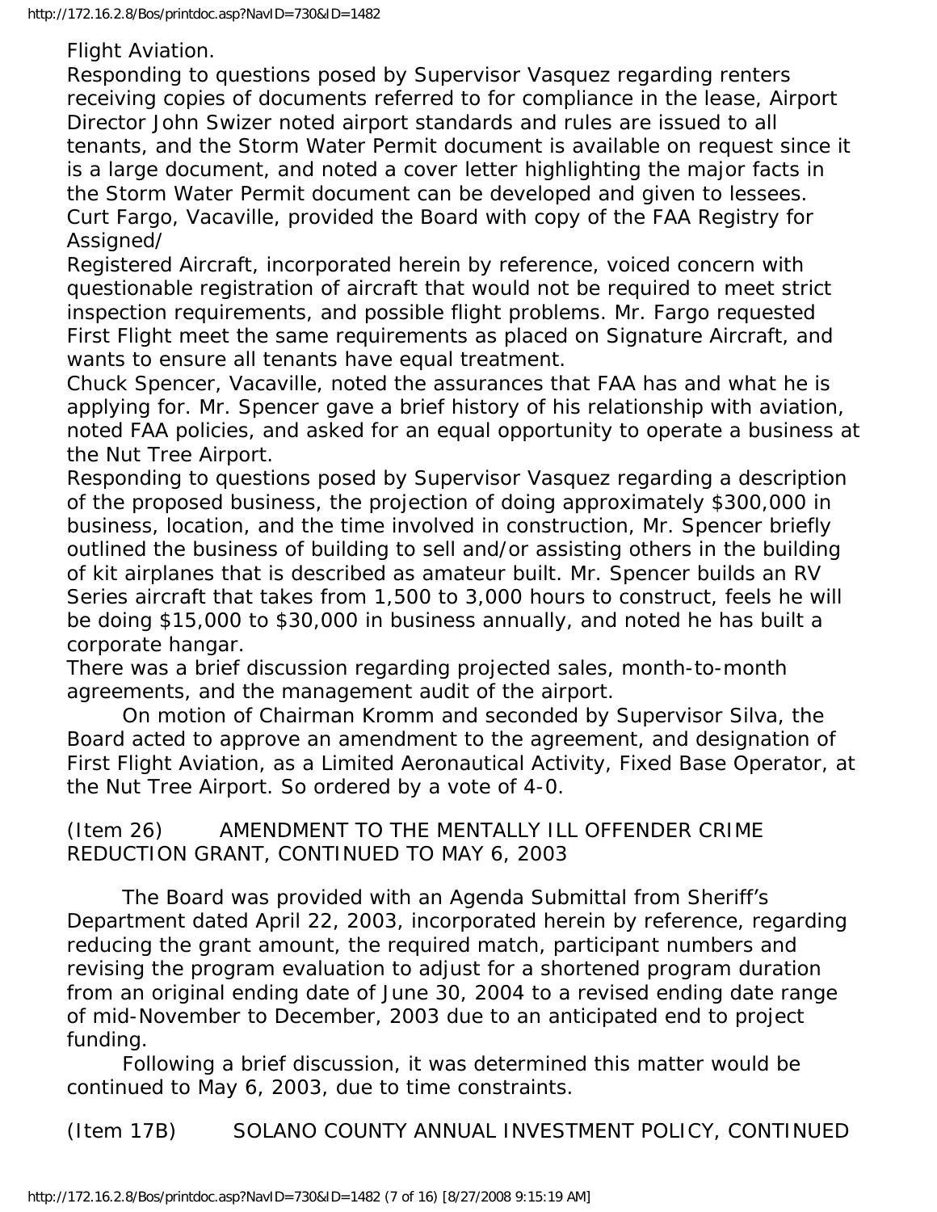Flight Aviation.

Responding to questions posed by Supervisor Vasquez regarding renters receiving copies of documents referred to for compliance in the lease, Airport Director John Swizer noted airport standards and rules are issued to all tenants, and the Storm Water Permit document is available on request since it is a large document, and noted a cover letter highlighting the major facts in the Storm Water Permit document can be developed and given to lessees.

Curt Fargo, Vacaville, provided the Board with copy of the FAA Registry for Assigned/
Registered Aircraft, incorporated herein by reference, voiced concern with questionable registration of aircraft that would not be required to meet strict inspection requirements, and possible flight problems. Mr. Fargo requested First Flight meet the same requirements as placed on Signature Aircraft, and wants to ensure all tenants have equal treatment.

Chuck Spencer, Vacaville, noted the assurances that FAA has and what he is applying for. Mr. Spencer gave a brief history of his relationship with aviation, noted FAA policies, and asked for an equal opportunity to operate a business at the Nut Tree Airport.

Responding to questions posed by Supervisor Vasquez regarding a description of the proposed business, the projection of doing approximately $300,000 in business, location, and the time involved in construction, Mr. Spencer briefly outlined the business of building to sell and/or assisting others in the building of kit airplanes that is described as amateur built. Mr. Spencer builds an RV Series aircraft that takes from 1,500 to 3,000 hours to construct, feels he will be doing $15,000 to $30,000 in business annually, and noted he has built a corporate hangar.

There was a brief discussion regarding projected sales, month-to-month agreements, and the management audit of the airport.

On motion of Chairman Kromm and seconded by Supervisor Silva, the Board acted to approve an amendment to the agreement, and designation of First Flight Aviation, as a Limited Aeronautical Activity, Fixed Base Operator, at the Nut Tree Airport. So ordered by a vote of 4-0.

(Item 26) AMENDMENT TO THE MENTALLY ILL OFFENDER CRIME REDUCTION GRANT, CONTINUED TO MAY 6, 2003

The Board was provided with an Agenda Submittal from Sheriff's Department dated April 22, 2003, incorporated herein by reference, regarding reducing the grant amount, the required match, participant numbers and revising the program evaluation to adjust for a shortened program duration from an original ending date of June 30, 2004 to a revised ending date range of mid-November to December, 2003 due to an anticipated end to project funding.

Following a brief discussion, it was determined this matter would be continued to May 6, 2003, due to time constraints.

(Item 17B) SOLANO COUNTY ANNUAL INVESTMENT POLICY, CONTINUED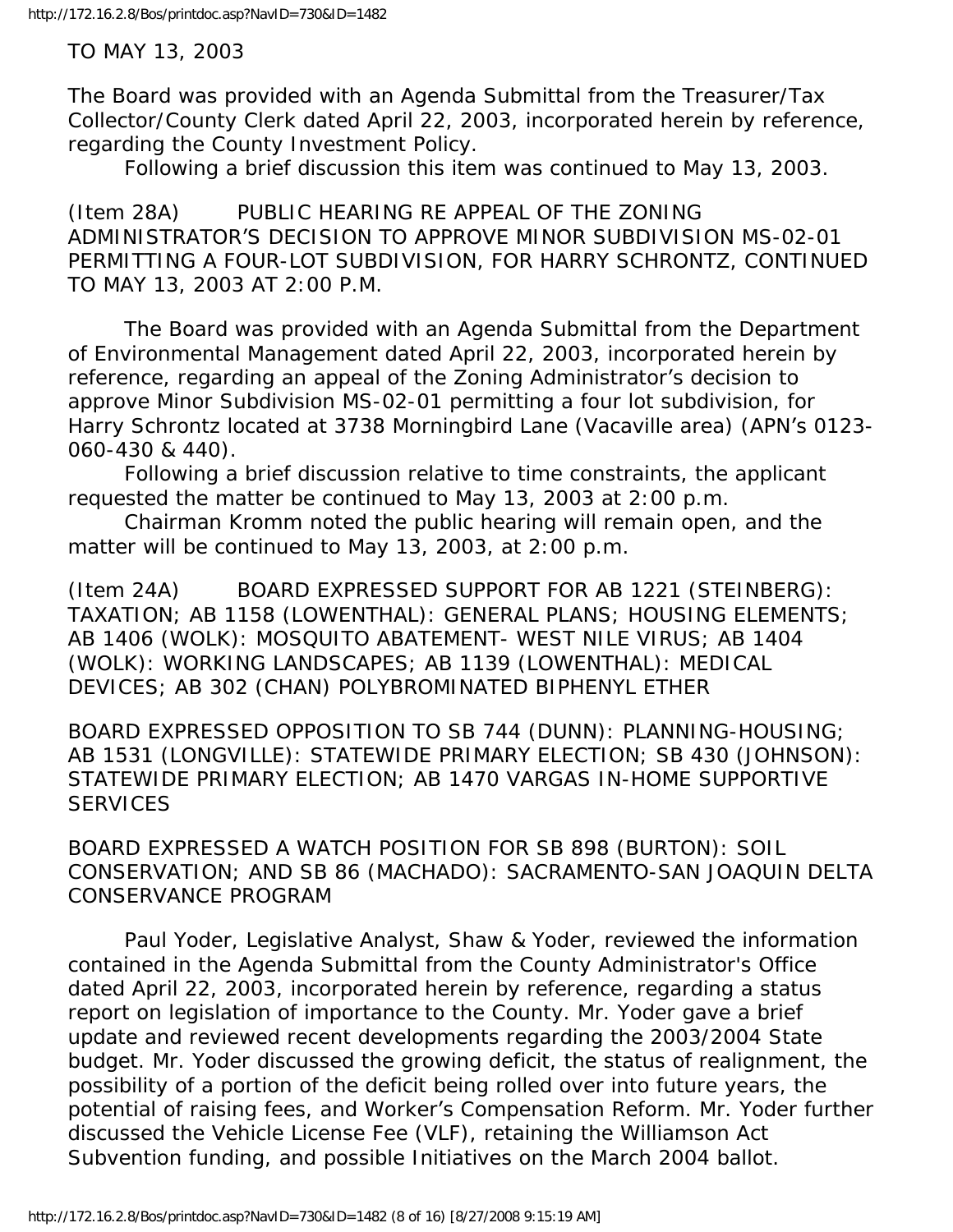TO MAY 13, 2003

The Board was provided with an Agenda Submittal from the Treasurer/Tax Collector/County Clerk dated April 22, 2003, incorporated herein by reference, regarding the County Investment Policy.

Following a brief discussion this item was continued to May 13, 2003.

(Item 28A) PUBLIC HEARING RE APPEAL OF THE ZONING ADMINISTRATOR'S DECISION TO APPROVE MINOR SUBDIVISION MS-02-01 PERMITTING A FOUR-LOT SUBDIVISION, FOR HARRY SCHRONTZ, CONTINUED TO MAY 13, 2003 AT 2:00 P.M.

The Board was provided with an Agenda Submittal from the Department of Environmental Management dated April 22, 2003, incorporated herein by reference, regarding an appeal of the Zoning Administrator's decision to approve Minor Subdivision MS-02-01 permitting a four lot subdivision, for Harry Schrontz located at 3738 Morningbird Lane (Vacaville area) (APN's 0123-060-430 & 440).

Following a brief discussion relative to time constraints, the applicant requested the matter be continued to May 13, 2003 at 2:00 p.m.

Chairman Kromm noted the public hearing will remain open, and the matter will be continued to May 13, 2003, at 2:00 p.m.

(Item 24A) BOARD EXPRESSED SUPPORT FOR AB 1221 (STEINBERG): TAXATION; AB 1158 (LOWENTHAL): GENERAL PLANS; HOUSING ELEMENTS; AB 1406 (WOLK): MOSQUITO ABATEMENT- WEST NILE VIRUS; AB 1404 (WOLK): WORKING LANDSCAPES; AB 1139 (LOWENTHAL): MEDICAL DEVICES; AB 302 (CHAN) POLYBROMINATED BIPHENYL ETHER

BOARD EXPRESSED OPPOSITION TO SB 744 (DUNN): PLANNING-HOUSING; AB 1531 (LONGVILLE): STATEWIDE PRIMARY ELECTION; SB 430 (JOHNSON): STATEWIDE PRIMARY ELECTION; AB 1470 VARGAS IN-HOME SUPPORTIVE SERVICES

BOARD EXPRESSED A WATCH POSITION FOR SB 898 (BURTON): SOIL CONSERVATION; AND SB 86 (MACHADO): SACRAMENTO-SAN JOAQUIN DELTA CONSERVANCE PROGRAM

Paul Yoder, Legislative Analyst, Shaw & Yoder, reviewed the information contained in the Agenda Submittal from the County Administrator's Office dated April 22, 2003, incorporated herein by reference, regarding a status report on legislation of importance to the County. Mr. Yoder gave a brief update and reviewed recent developments regarding the 2003/2004 State budget. Mr. Yoder discussed the growing deficit, the status of realignment, the possibility of a portion of the deficit being rolled over into future years, the potential of raising fees, and Worker's Compensation Reform. Mr. Yoder further discussed the Vehicle License Fee (VLF), retaining the Williamson Act Subvention funding, and possible Initiatives on the March 2004 ballot.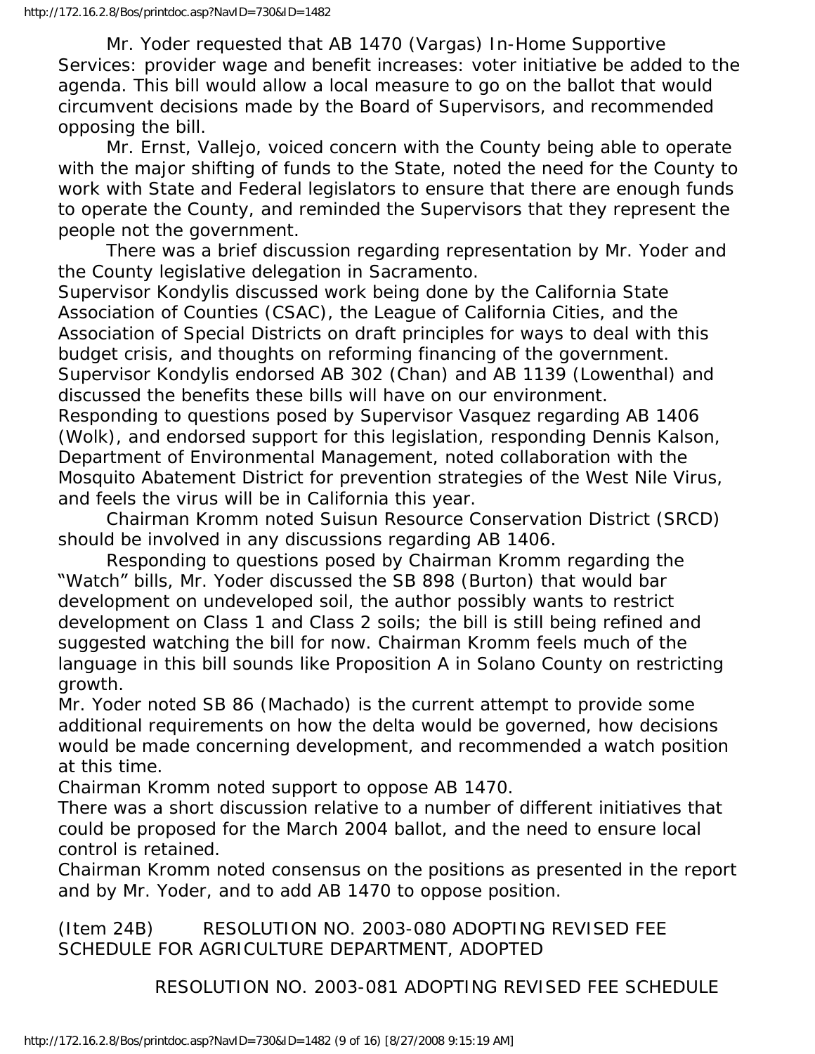Mr. Yoder requested that AB 1470 (Vargas) In-Home Supportive Services: provider wage and benefit increases: voter initiative be added to the agenda. This bill would allow a local measure to go on the ballot that would circumvent decisions made by the Board of Supervisors, and recommended opposing the bill.

Mr. Ernst, Vallejo, voiced concern with the County being able to operate with the major shifting of funds to the State, noted the need for the County to work with State and Federal legislators to ensure that there are enough funds to operate the County, and reminded the Supervisors that they represent the people not the government.

There was a brief discussion regarding representation by Mr. Yoder and the County legislative delegation in Sacramento.

Supervisor Kondylis discussed work being done by the California State Association of Counties (CSAC), the League of California Cities, and the Association of Special Districts on draft principles for ways to deal with this budget crisis, and thoughts on reforming financing of the government.

Supervisor Kondylis endorsed AB 302 (Chan) and AB 1139 (Lowenthal) and discussed the benefits these bills will have on our environment.

Responding to questions posed by Supervisor Vasquez regarding AB 1406 (Wolk), and endorsed support for this legislation, responding Dennis Kalson, Department of Environmental Management, noted collaboration with the Mosquito Abatement District for prevention strategies of the West Nile Virus, and feels the virus will be in California this year.

Chairman Kromm noted Suisun Resource Conservation District (SRCD) should be involved in any discussions regarding AB 1406.

Responding to questions posed by Chairman Kromm regarding the "Watch" bills, Mr. Yoder discussed the SB 898 (Burton) that would bar development on undeveloped soil, the author possibly wants to restrict development on Class 1 and Class 2 soils; the bill is still being refined and suggested watching the bill for now. Chairman Kromm feels much of the language in this bill sounds like Proposition A in Solano County on restricting growth.

Mr. Yoder noted SB 86 (Machado) is the current attempt to provide some additional requirements on how the delta would be governed, how decisions would be made concerning development, and recommended a watch position at this time.

Chairman Kromm noted support to oppose AB 1470.

There was a short discussion relative to a number of different initiatives that could be proposed for the March 2004 ballot, and the need to ensure local control is retained.

Chairman Kromm noted consensus on the positions as presented in the report and by Mr. Yoder, and to add AB 1470 to oppose position.

(Item 24B) RESOLUTION NO. 2003-080 ADOPTING REVISED FEE SCHEDULE FOR AGRICULTURE DEPARTMENT, ADOPTED

RESOLUTION NO. 2003-081 ADOPTING REVISED FEE SCHEDULE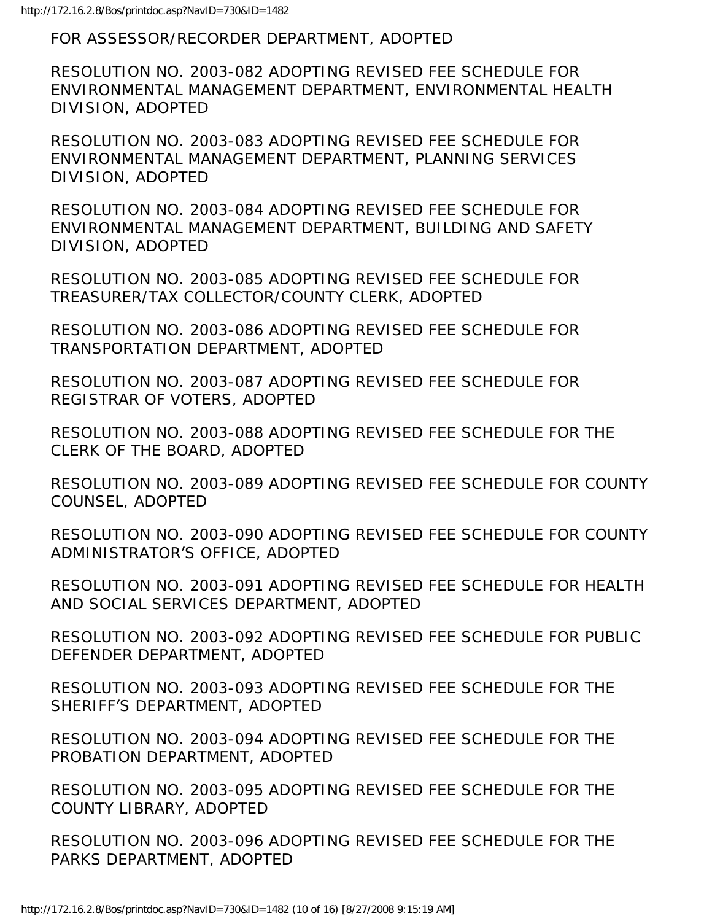FOR ASSESSOR/RECORDER DEPARTMENT, ADOPTED

RESOLUTION NO. 2003-082 ADOPTING REVISED FEE SCHEDULE FOR ENVIRONMENTAL MANAGEMENT DEPARTMENT, ENVIRONMENTAL HEALTH DIVISION, ADOPTED

RESOLUTION NO. 2003-083 ADOPTING REVISED FEE SCHEDULE FOR ENVIRONMENTAL MANAGEMENT DEPARTMENT, PLANNING SERVICES DIVISION, ADOPTED

RESOLUTION NO. 2003-084 ADOPTING REVISED FEE SCHEDULE FOR ENVIRONMENTAL MANAGEMENT DEPARTMENT, BUILDING AND SAFETY DIVISION, ADOPTED

RESOLUTION NO. 2003-085 ADOPTING REVISED FEE SCHEDULE FOR TREASURER/TAX COLLECTOR/COUNTY CLERK, ADOPTED

RESOLUTION NO. 2003-086 ADOPTING REVISED FEE SCHEDULE FOR TRANSPORTATION DEPARTMENT, ADOPTED

RESOLUTION NO. 2003-087 ADOPTING REVISED FEE SCHEDULE FOR REGISTRAR OF VOTERS, ADOPTED

RESOLUTION NO. 2003-088 ADOPTING REVISED FEE SCHEDULE FOR THE CLERK OF THE BOARD, ADOPTED

RESOLUTION NO. 2003-089 ADOPTING REVISED FEE SCHEDULE FOR COUNTY COUNSEL, ADOPTED

RESOLUTION NO. 2003-090 ADOPTING REVISED FEE SCHEDULE FOR COUNTY ADMINISTRATOR'S OFFICE, ADOPTED

RESOLUTION NO. 2003-091 ADOPTING REVISED FEE SCHEDULE FOR HEALTH AND SOCIAL SERVICES DEPARTMENT, ADOPTED

RESOLUTION NO. 2003-092 ADOPTING REVISED FEE SCHEDULE FOR PUBLIC DEFENDER DEPARTMENT, ADOPTED

RESOLUTION NO. 2003-093 ADOPTING REVISED FEE SCHEDULE FOR THE SHERIFF'S DEPARTMENT, ADOPTED

RESOLUTION NO. 2003-094 ADOPTING REVISED FEE SCHEDULE FOR THE PROBATION DEPARTMENT, ADOPTED

RESOLUTION NO. 2003-095 ADOPTING REVISED FEE SCHEDULE FOR THE COUNTY LIBRARY, ADOPTED

RESOLUTION NO. 2003-096 ADOPTING REVISED FEE SCHEDULE FOR THE PARKS DEPARTMENT, ADOPTED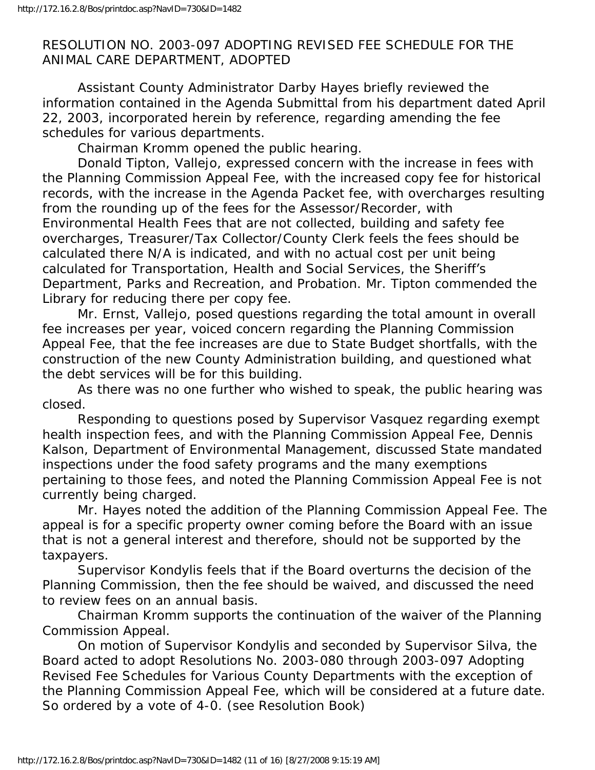RESOLUTION NO. 2003-097 ADOPTING REVISED FEE SCHEDULE FOR THE ANIMAL CARE DEPARTMENT, ADOPTED

Assistant County Administrator Darby Hayes briefly reviewed the information contained in the Agenda Submittal from his department dated April 22, 2003, incorporated herein by reference, regarding amending the fee schedules for various departments.

Chairman Kromm opened the public hearing.

Donald Tipton, Vallejo, expressed concern with the increase in fees with the Planning Commission Appeal Fee, with the increased copy fee for historical records, with the increase in the Agenda Packet fee, with overcharges resulting from the rounding up of the fees for the Assessor/Recorder, with Environmental Health Fees that are not collected, building and safety fee overcharges, Treasurer/Tax Collector/County Clerk feels the fees should be calculated there N/A is indicated, and with no actual cost per unit being calculated for Transportation, Health and Social Services, the Sheriff's Department, Parks and Recreation, and Probation. Mr. Tipton commended the Library for reducing there per copy fee.

Mr. Ernst, Vallejo, posed questions regarding the total amount in overall fee increases per year, voiced concern regarding the Planning Commission Appeal Fee, that the fee increases are due to State Budget shortfalls, with the construction of the new County Administration building, and questioned what the debt services will be for this building.

As there was no one further who wished to speak, the public hearing was closed.

Responding to questions posed by Supervisor Vasquez regarding exempt health inspection fees, and with the Planning Commission Appeal Fee, Dennis Kalson, Department of Environmental Management, discussed State mandated inspections under the food safety programs and the many exemptions pertaining to those fees, and noted the Planning Commission Appeal Fee is not currently being charged.

Mr. Hayes noted the addition of the Planning Commission Appeal Fee. The appeal is for a specific property owner coming before the Board with an issue that is not a general interest and therefore, should not be supported by the taxpayers.

Supervisor Kondylis feels that if the Board overturns the decision of the Planning Commission, then the fee should be waived, and discussed the need to review fees on an annual basis.

Chairman Kromm supports the continuation of the waiver of the Planning Commission Appeal.

On motion of Supervisor Kondylis and seconded by Supervisor Silva, the Board acted to adopt Resolutions No. 2003-080 through 2003-097 Adopting Revised Fee Schedules for Various County Departments with the exception of the Planning Commission Appeal Fee, which will be considered at a future date. So ordered by a vote of 4-0. (see Resolution Book)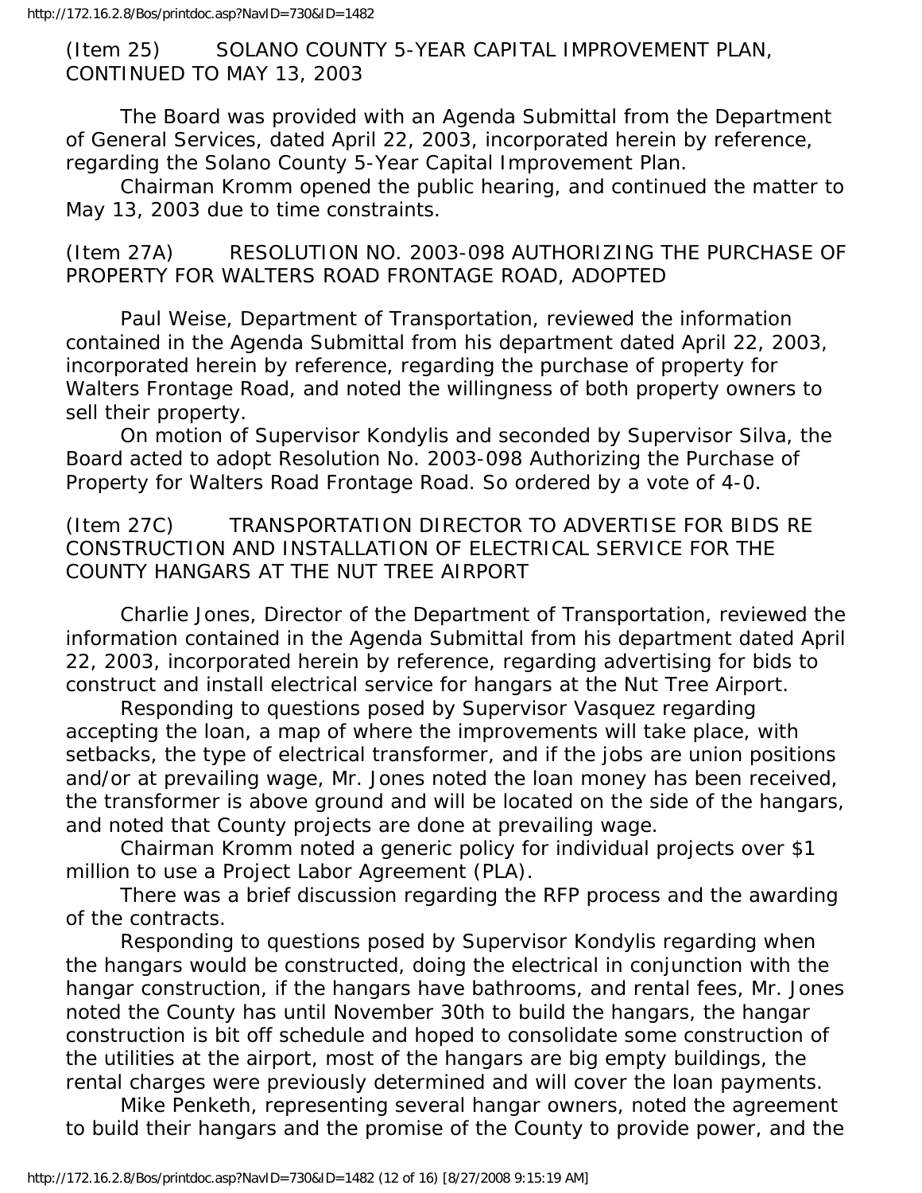(Item 25) SOLANO COUNTY 5-YEAR CAPITAL IMPROVEMENT PLAN, CONTINUED TO MAY 13, 2003

The Board was provided with an Agenda Submittal from the Department of General Services, dated April 22, 2003, incorporated herein by reference, regarding the Solano County 5-Year Capital Improvement Plan.

Chairman Kromm opened the public hearing, and continued the matter to May 13, 2003 due to time constraints.

(Item 27A) RESOLUTION NO. 2003-098 AUTHORIZING THE PURCHASE OF PROPERTY FOR WALTERS ROAD FRONTAGE ROAD, ADOPTED

Paul Weise, Department of Transportation, reviewed the information contained in the Agenda Submittal from his department dated April 22, 2003, incorporated herein by reference, regarding the purchase of property for Walters Frontage Road, and noted the willingness of both property owners to sell their property.

On motion of Supervisor Kondylis and seconded by Supervisor Silva, the Board acted to adopt Resolution No. 2003-098 Authorizing the Purchase of Property for Walters Road Frontage Road. So ordered by a vote of 4-0.

(Item 27C) TRANSPORTATION DIRECTOR TO ADVERTISE FOR BIDS RE CONSTRUCTION AND INSTALLATION OF ELECTRICAL SERVICE FOR THE COUNTY HANGARS AT THE NUT TREE AIRPORT

Charlie Jones, Director of the Department of Transportation, reviewed the information contained in the Agenda Submittal from his department dated April 22, 2003, incorporated herein by reference, regarding advertising for bids to construct and install electrical service for hangars at the Nut Tree Airport.

Responding to questions posed by Supervisor Vasquez regarding accepting the loan, a map of where the improvements will take place, with setbacks, the type of electrical transformer, and if the jobs are union positions and/or at prevailing wage, Mr. Jones noted the loan money has been received, the transformer is above ground and will be located on the side of the hangars, and noted that County projects are done at prevailing wage.

Chairman Kromm noted a generic policy for individual projects over $1 million to use a Project Labor Agreement (PLA).

There was a brief discussion regarding the RFP process and the awarding of the contracts.

Responding to questions posed by Supervisor Kondylis regarding when the hangars would be constructed, doing the electrical in conjunction with the hangar construction, if the hangars have bathrooms, and rental fees, Mr. Jones noted the County has until November 30th to build the hangars, the hangar construction is bit off schedule and hoped to consolidate some construction of the utilities at the airport, most of the hangars are big empty buildings, the rental charges were previously determined and will cover the loan payments.

Mike Penketh, representing several hangar owners, noted the agreement to build their hangars and the promise of the County to provide power, and the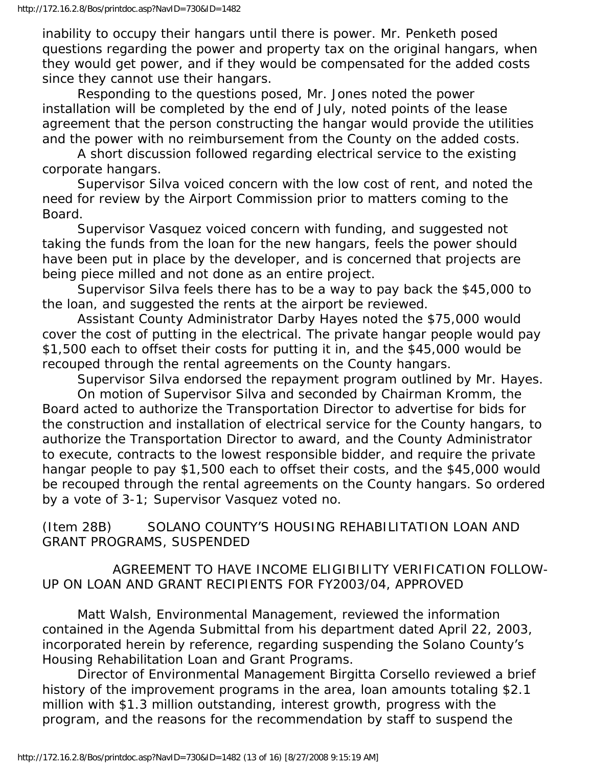inability to occupy their hangars until there is power. Mr. Penketh posed questions regarding the power and property tax on the original hangars, when they would get power, and if they would be compensated for the added costs since they cannot use their hangars.

Responding to the questions posed, Mr. Jones noted the power installation will be completed by the end of July, noted points of the lease agreement that the person constructing the hangar would provide the utilities and the power with no reimbursement from the County on the added costs.

A short discussion followed regarding electrical service to the existing corporate hangars.

Supervisor Silva voiced concern with the low cost of rent, and noted the need for review by the Airport Commission prior to matters coming to the Board.

Supervisor Vasquez voiced concern with funding, and suggested not taking the funds from the loan for the new hangars, feels the power should have been put in place by the developer, and is concerned that projects are being piece milled and not done as an entire project.

Supervisor Silva feels there has to be a way to pay back the $45,000 to the loan, and suggested the rents at the airport be reviewed.

Assistant County Administrator Darby Hayes noted the $75,000 would cover the cost of putting in the electrical. The private hangar people would pay $1,500 each to offset their costs for putting it in, and the $45,000 would be recouped through the rental agreements on the County hangars.

Supervisor Silva endorsed the repayment program outlined by Mr. Hayes.

On motion of Supervisor Silva and seconded by Chairman Kromm, the Board acted to authorize the Transportation Director to advertise for bids for the construction and installation of electrical service for the County hangars, to authorize the Transportation Director to award, and the County Administrator to execute, contracts to the lowest responsible bidder, and require the private hangar people to pay $1,500 each to offset their costs, and the $45,000 would be recouped through the rental agreements on the County hangars. So ordered by a vote of 3-1; Supervisor Vasquez voted no.

(Item 28B) SOLANO COUNTY'S HOUSING REHABILITATION LOAN AND GRANT PROGRAMS, SUSPENDED

AGREEMENT TO HAVE INCOME ELIGIBILITY VERIFICATION FOLLOW-UP ON LOAN AND GRANT RECIPIENTS FOR FY2003/04, APPROVED

Matt Walsh, Environmental Management, reviewed the information contained in the Agenda Submittal from his department dated April 22, 2003, incorporated herein by reference, regarding suspending the Solano County's Housing Rehabilitation Loan and Grant Programs.

Director of Environmental Management Birgitta Corsello reviewed a brief history of the improvement programs in the area, loan amounts totaling $2.1 million with $1.3 million outstanding, interest growth, progress with the program, and the reasons for the recommendation by staff to suspend the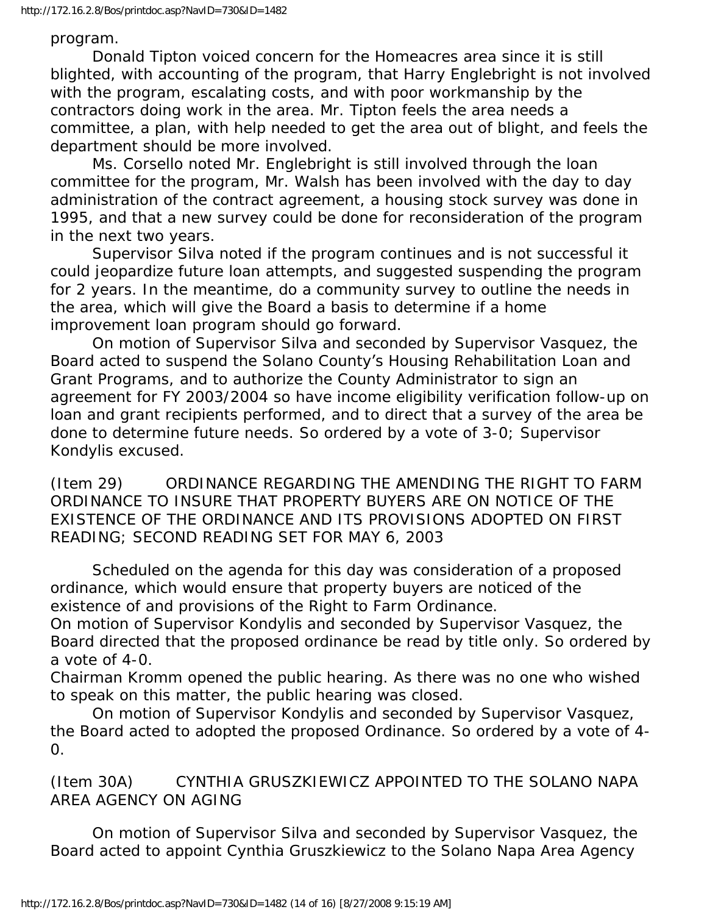program.

Donald Tipton voiced concern for the Homeacres area since it is still blighted, with accounting of the program, that Harry Englebright is not involved with the program, escalating costs, and with poor workmanship by the contractors doing work in the area. Mr. Tipton feels the area needs a committee, a plan, with help needed to get the area out of blight, and feels the department should be more involved.

Ms. Corsello noted Mr. Englebright is still involved through the loan committee for the program, Mr. Walsh has been involved with the day to day administration of the contract agreement, a housing stock survey was done in 1995, and that a new survey could be done for reconsideration of the program in the next two years.

Supervisor Silva noted if the program continues and is not successful it could jeopardize future loan attempts, and suggested suspending the program for 2 years. In the meantime, do a community survey to outline the needs in the area, which will give the Board a basis to determine if a home improvement loan program should go forward.

On motion of Supervisor Silva and seconded by Supervisor Vasquez, the Board acted to suspend the Solano County's Housing Rehabilitation Loan and Grant Programs, and to authorize the County Administrator to sign an agreement for FY 2003/2004 so have income eligibility verification follow-up on loan and grant recipients performed, and to direct that a survey of the area be done to determine future needs. So ordered by a vote of 3-0; Supervisor Kondylis excused.

(Item 29) ORDINANCE REGARDING THE AMENDING THE RIGHT TO FARM ORDINANCE TO INSURE THAT PROPERTY BUYERS ARE ON NOTICE OF THE EXISTENCE OF THE ORDINANCE AND ITS PROVISIONS ADOPTED ON FIRST READING; SECOND READING SET FOR MAY 6, 2003

Scheduled on the agenda for this day was consideration of a proposed ordinance, which would ensure that property buyers are noticed of the existence of and provisions of the Right to Farm Ordinance.

On motion of Supervisor Kondylis and seconded by Supervisor Vasquez, the Board directed that the proposed ordinance be read by title only. So ordered by a vote of 4-0.

Chairman Kromm opened the public hearing. As there was no one who wished to speak on this matter, the public hearing was closed.

On motion of Supervisor Kondylis and seconded by Supervisor Vasquez, the Board acted to adopted the proposed Ordinance. So ordered by a vote of 4-0.

(Item 30A) CYNTHIA GRUSZKIEWICZ APPOINTED TO THE SOLANO NAPA AREA AGENCY ON AGING

On motion of Supervisor Silva and seconded by Supervisor Vasquez, the Board acted to appoint Cynthia Gruszkiewicz to the Solano Napa Area Agency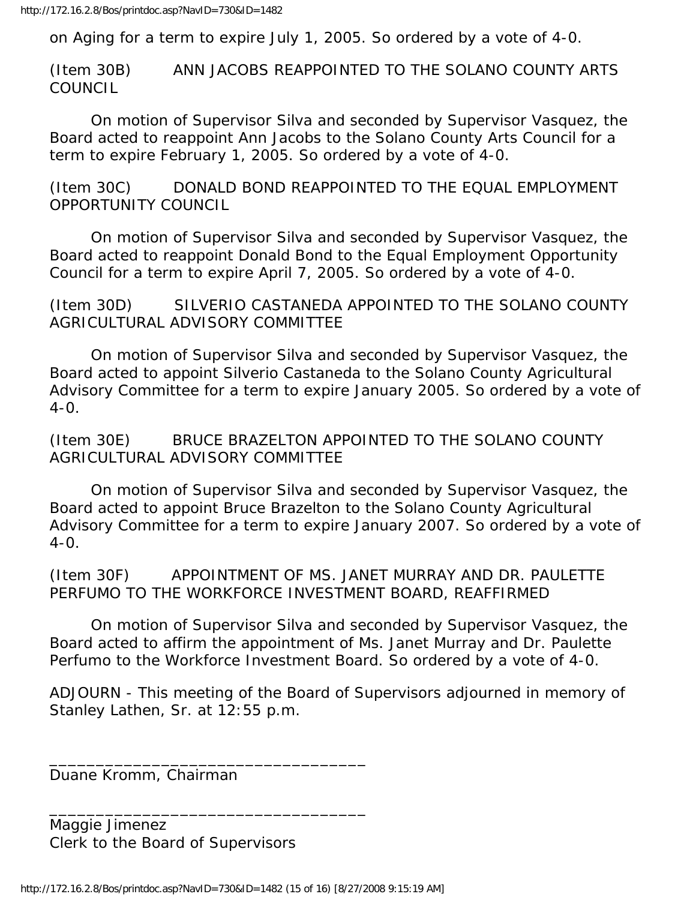on Aging for a term to expire July 1, 2005. So ordered by a vote of 4-0.

(Item 30B) ANN JACOBS REAPPOINTED TO THE SOLANO COUNTY ARTS COUNCIL

On motion of Supervisor Silva and seconded by Supervisor Vasquez, the Board acted to reappoint Ann Jacobs to the Solano County Arts Council for a term to expire February 1, 2005. So ordered by a vote of 4-0.

(Item 30C) DONALD BOND REAPPOINTED TO THE EQUAL EMPLOYMENT OPPORTUNITY COUNCIL

On motion of Supervisor Silva and seconded by Supervisor Vasquez, the Board acted to reappoint Donald Bond to the Equal Employment Opportunity Council for a term to expire April 7, 2005. So ordered by a vote of 4-0.

(Item 30D) SILVERIO CASTANEDA APPOINTED TO THE SOLANO COUNTY AGRICULTURAL ADVISORY COMMITTEE

On motion of Supervisor Silva and seconded by Supervisor Vasquez, the Board acted to appoint Silverio Castaneda to the Solano County Agricultural Advisory Committee for a term to expire January 2005. So ordered by a vote of 4-0.

(Item 30E) BRUCE BRAZELTON APPOINTED TO THE SOLANO COUNTY AGRICULTURAL ADVISORY COMMITTEE

On motion of Supervisor Silva and seconded by Supervisor Vasquez, the Board acted to appoint Bruce Brazelton to the Solano County Agricultural Advisory Committee for a term to expire January 2007. So ordered by a vote of 4-0.

(Item 30F) APPOINTMENT OF MS. JANET MURRAY AND DR. PAULETTE PERFUMO TO THE WORKFORCE INVESTMENT BOARD, REAFFIRMED

On motion of Supervisor Silva and seconded by Supervisor Vasquez, the Board acted to affirm the appointment of Ms. Janet Murray and Dr. Paulette Perfumo to the Workforce Investment Board. So ordered by a vote of 4-0.

ADJOURN - This meeting of the Board of Supervisors adjourned in memory of Stanley Lathen, Sr. at 12:55 p.m.

_________________________________
Duane Kromm, Chairman

_________________________________
Maggie Jimenez
Clerk to the Board of Supervisors